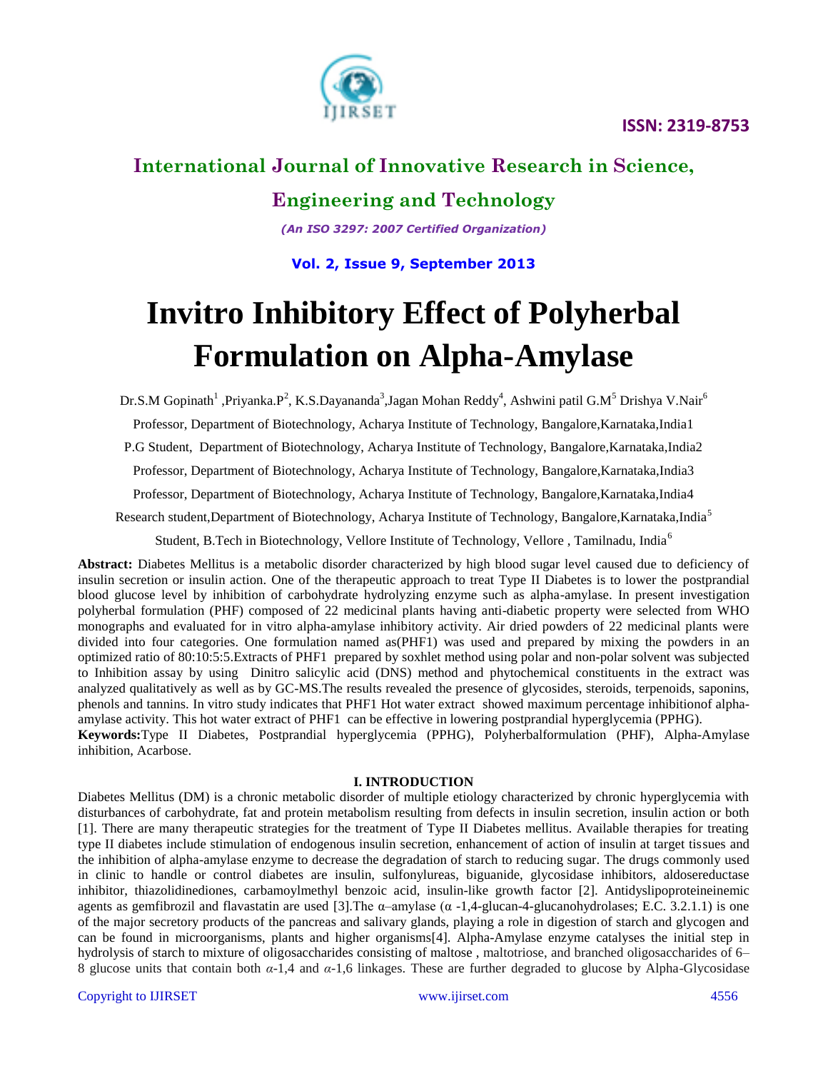# Invitro Inhibitory Effect of Polyherbal Formulation on Alpha-Amylase

Dr.S.M Gopinath[1] ,Priyanka.P[2], K.S.Dayananda[3],Jagan Mohan Reddy[4], Ashwini patil G.M[5] Drishya V.Nair[6]

Professor, Department of Biotechnology, Acharya Institute of Technology, Bangalore,Karnataka,India1

P.G Student, Department of Biotechnology, Acharya Institute of Technology, Bangalore,Karnataka,India2

Professor, Department of Biotechnology, Acharya Institute of Technology, Bangalore,Karnataka,India3

Professor, Department of Biotechnology, Acharya Institute of Technology, Bangalore,Karnataka,India4

Research student,Department of Biotechnology, Acharya Institute of Technology, Bangalore,Karnataka,India[5]

Student, B.Tech in Biotechnology, Vellore Institute of Technology, Vellore , Tamilnadu, India[6]

**Abstract:** Diabetes Mellitus is a metabolic disorder characterized by high blood sugar level caused due to deficiency of insulin secretion or insulin action. One of the therapeutic approach to treat Type II Diabetes is to lower the postprandial blood glucose level by inhibition of carbohydrate hydrolyzing enzyme such as alpha-amylase. In present investigation polyherbal formulation (PHF) composed of 22 medicinal plants having anti-diabetic property were selected from WHO monographs and evaluated for in vitro alpha-amylase inhibitory activity. Air dried powders of 22 medicinal plants were divided into four categories. One formulation named as(PHF1) was used and prepared by mixing the powders in an optimized ratio of 80:10:5:5.Extracts of PHF1 prepared by soxhlet method using polar and non-polar solvent was subjected to Inhibition assay by using Dinitro salicylic acid (DNS) method and phytochemical constituents in the extract was analyzed qualitatively as well as by GC-MS.The results revealed the presence of glycosides, steroids, terpenoids, saponins, phenols and tannins. In vitro study indicates that PHF1 Hot water extract showed maximum percentage inhibitionof alpha-amylase activity. This hot water extract of PHF1 can be effective in lowering postprandial hyperglycemia (PPHG).

**Keywords:**Type II Diabetes, Postprandial hyperglycemia (PPHG), Polyherbalformulation (PHF), Alpha-Amylase inhibition, Acarbose.

## I. INTRODUCTION

Diabetes Mellitus (DM) is a chronic metabolic disorder of multiple etiology characterized by chronic hyperglycemia with disturbances of carbohydrate, fat and protein metabolism resulting from defects in insulin secretion, insulin action or both [1]. There are many therapeutic strategies for the treatment of Type II Diabetes mellitus. Available therapies for treating type II diabetes include stimulation of endogenous insulin secretion, enhancement of action of insulin at target tissues and the inhibition of alpha-amylase enzyme to decrease the degradation of starch to reducing sugar. The drugs commonly used in clinic to handle or control diabetes are insulin, sulfonylureas, biguanide, glycosidase inhibitors, aldosereductase inhibitor, thiazolidinediones, carbamoylmethyl benzoic acid, insulin-like growth factor [2]. Antidyslipoproteineinemic agents as gemfibrozil and flavastatin are used [3].The α–amylase (α -1,4-glucan-4-glucanohydrolases; E.C. 3.2.1.1) is one of the major secretory products of the pancreas and salivary glands, playing a role in digestion of starch and glycogen and can be found in microorganisms, plants and higher organisms[4]. Alpha-Amylase enzyme catalyses the initial step in hydrolysis of starch to mixture of oligosaccharides consisting of maltose , maltotriose, and branched oligosaccharides of 6–8 glucose units that contain both $\alpha$-1,4 and $\alpha$-1,6 linkages. These are further degraded to glucose by Alpha-Glycosidase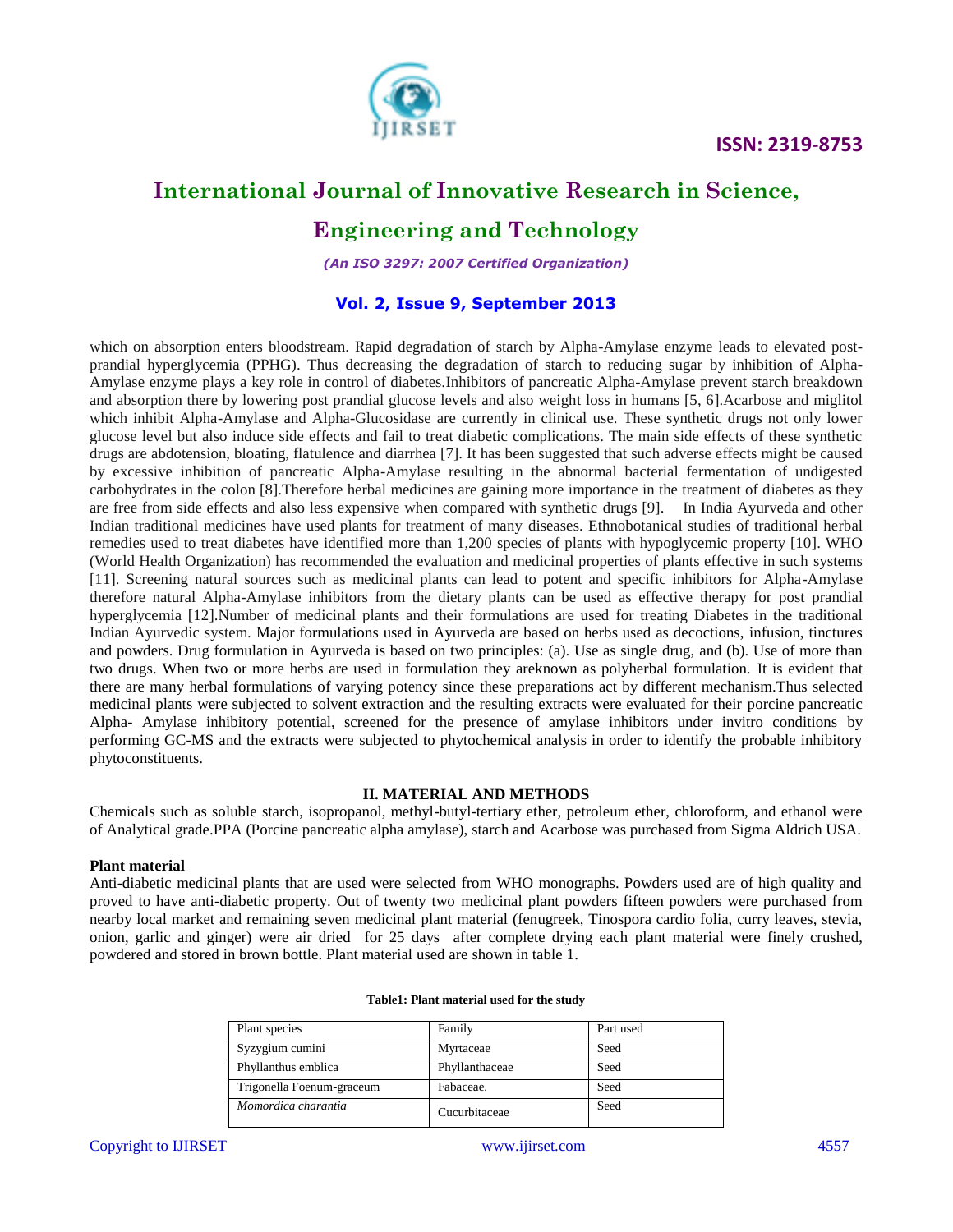which on absorption enters bloodstream. Rapid degradation of starch by Alpha-Amylase enzyme leads to elevated post-prandial hyperglycemia (PPHG). Thus decreasing the degradation of starch to reducing sugar by inhibition of Alpha-Amylase enzyme plays a key role in control of diabetes.Inhibitors of pancreatic Alpha-Amylase prevent starch breakdown and absorption there by lowering post prandial glucose levels and also weight loss in humans [5, 6].Acarbose and miglitol which inhibit Alpha-Amylase and Alpha-Glucosidase are currently in clinical use. These synthetic drugs not only lower glucose level but also induce side effects and fail to treat diabetic complications. The main side effects of these synthetic drugs are abdotension, bloating, flatulence and diarrhea [7]. It has been suggested that such adverse effects might be caused by excessive inhibition of pancreatic Alpha-Amylase resulting in the abnormal bacterial fermentation of undigested carbohydrates in the colon [8].Therefore herbal medicines are gaining more importance in the treatment of diabetes as they are free from side effects and also less expensive when compared with synthetic drugs [9]. In India Ayurveda and other Indian traditional medicines have used plants for treatment of many diseases. Ethnobotanical studies of traditional herbal remedies used to treat diabetes have identified more than 1,200 species of plants with hypoglycemic property [10]. WHO (World Health Organization) has recommended the evaluation and medicinal properties of plants effective in such systems [11]. Screening natural sources such as medicinal plants can lead to potent and specific inhibitors for Alpha-Amylase therefore natural Alpha-Amylase inhibitors from the dietary plants can be used as effective therapy for post prandial hyperglycemia [12].Number of medicinal plants and their formulations are used for treating Diabetes in the traditional Indian Ayurvedic system. Major formulations used in Ayurveda are based on herbs used as decoctions, infusion, tinctures and powders. Drug formulation in Ayurveda is based on two principles: (a). Use as single drug, and (b). Use of more than two drugs. When two or more herbs are used in formulation they areknown as polyherbal formulation. It is evident that there are many herbal formulations of varying potency since these preparations act by different mechanism.Thus selected medicinal plants were subjected to solvent extraction and the resulting extracts were evaluated for their porcine pancreatic Alpha- Amylase inhibitory potential, screened for the presence of amylase inhibitors under invitro conditions by performing GC-MS and the extracts were subjected to phytochemical analysis in order to identify the probable inhibitory phytoconstituents.

## II. MATERIAL AND METHODS

Chemicals such as soluble starch, isopropanol, methyl-butyl-tertiary ether, petroleum ether, chloroform, and ethanol were of Analytical grade.PPA (Porcine pancreatic alpha amylase), starch and Acarbose was purchased from Sigma Aldrich USA.

**Plant material**

Anti-diabetic medicinal plants that are used were selected from WHO monographs. Powders used are of high quality and proved to have anti-diabetic property. Out of twenty two medicinal plant powders fifteen powders were purchased from nearby local market and remaining seven medicinal plant material (fenugreek, Tinospora cardio folia, curry leaves, stevia, onion, garlic and ginger) were air dried for 25 days after complete drying each plant material were finely crushed, powdered and stored in brown bottle. Plant material used are shown in table 1.

**Table1: Plant material used for the study**

| Plant species | Family | Part used |
|---|---|---|
| Syzygium cumini | Myrtaceae | Seed |
| Phyllanthus emblica | Phyllanthaceae | Seed |
| Trigonella Foenum-graceum | Fabaceae. | Seed |
| *Momordica charantia* | Cucurbitaceae | Seed |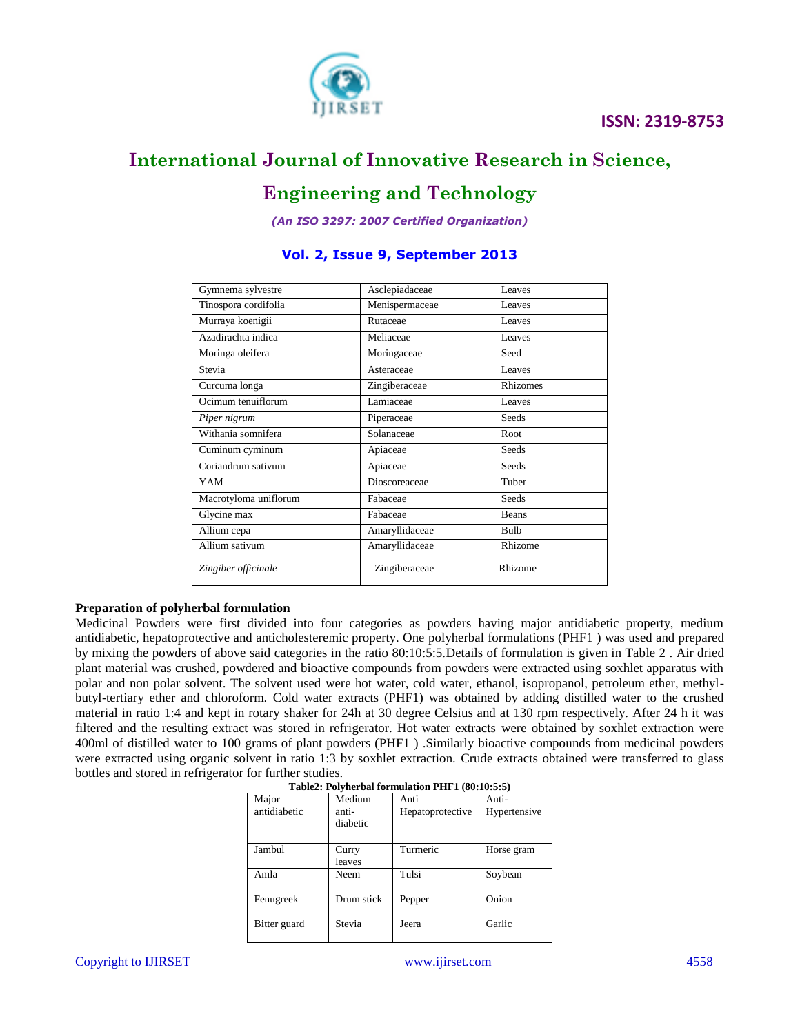| Gymnema sylvestre | Asclepiadaceae | Leaves |
|---|---|---|
| Tinospora cordifolia | Menispermaceae | Leaves |
| Murraya koenigii | Rutaceae | Leaves |
| Azadirachta indica | Meliaceae | Leaves |
| Moringa oleifera | Moringaceae | Seed |
| Stevia | Asteraceae | Leaves |
| Curcuma longa | Zingiberaceae | Rhizomes |
| Ocimum tenuiflorum | Lamiaceae | Leaves |
| *Piper nigrum* | Piperaceae | Seeds |
| Withania somnifera | Solanaceae | Root |
| Cuminum cyminum | Apiaceae | Seeds |
| Coriandrum sativum | Apiaceae | Seeds |
| YAM | Dioscoreaceae | Tuber |
| Macrotyloma uniflorum | Fabaceae | Seeds |
| Glycine max | Fabaceae | Beans |
| Allium cepa | Amaryllidaceae | Bulb |
| Allium sativum | Amaryllidaceae | Rhizome |
| *Zingiber officinale* | Zingiberaceae | Rhizome |

**Preparation of polyherbal formulation**

Medicinal Powders were first divided into four categories as powders having major antidiabetic property, medium antidiabetic, hepatoprotective and anticholesteremic property. One polyherbal formulations (PHF1 ) was used and prepared by mixing the powders of above said categories in the ratio 80:10:5:5.Details of formulation is given in Table 2 . Air dried plant material was crushed, powdered and bioactive compounds from powders were extracted using soxhlet apparatus with polar and non polar solvent. The solvent used were hot water, cold water, ethanol, isopropanol, petroleum ether, methyl-butyl-tertiary ether and chloroform. Cold water extracts (PHF1) was obtained by adding distilled water to the crushed material in ratio 1:4 and kept in rotary shaker for 24h at 30 degree Celsius and at 130 rpm respectively. After 24 h it was filtered and the resulting extract was stored in refrigerator. Hot water extracts were obtained by soxhlet extraction were 400ml of distilled water to 100 grams of plant powders (PHF1 ) .Similarly bioactive compounds from medicinal powders were extracted using organic solvent in ratio 1:3 by soxhlet extraction. Crude extracts obtained were transferred to glass bottles and stored in refrigerator for further studies.

**Table2: Polyherbal formulation PHF1 (80:10:5:5)**

| Major antidiabetic | Medium anti-diabetic | Anti Hepatoprotective | Anti-Hypertensive |
|---|---|---|---|
| Jambul | Curry leaves | Turmeric | Horse gram |
| Amla | Neem | Tulsi | Soybean |
| Fenugreek | Drum stick | Pepper | Onion |
| Bitter guard | Stevia | Jeera | Garlic |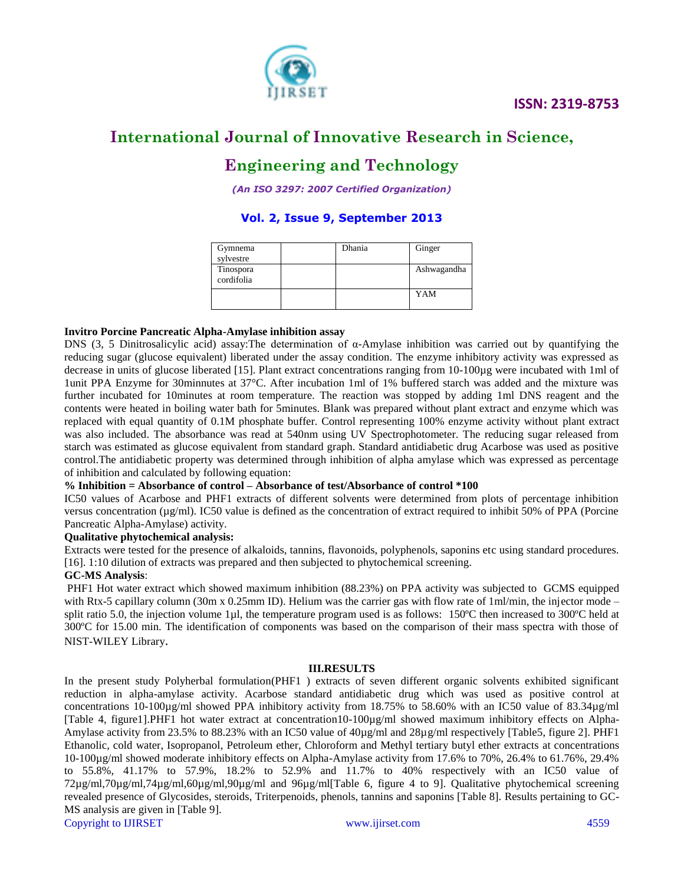| Gymnema sylvestre | | Dhania | Ginger |
|---|---|---|---|
| Tinospora cordifolia | | | Ashwagandha |
| | | | YAM |

**Invitro Porcine Pancreatic Alpha-Amylase inhibition assay**

DNS (3, 5 Dinitrosalicylic acid) assay:The determination of α-Amylase inhibition was carried out by quantifying the reducing sugar (glucose equivalent) liberated under the assay condition. The enzyme inhibitory activity was expressed as decrease in units of glucose liberated [15]. Plant extract concentrations ranging from 10-100µg were incubated with 1ml of 1unit PPA Enzyme for 30minnutes at 37°C. After incubation 1ml of 1% buffered starch was added and the mixture was further incubated for 10minutes at room temperature. The reaction was stopped by adding 1ml DNS reagent and the contents were heated in boiling water bath for 5minutes. Blank was prepared without plant extract and enzyme which was replaced with equal quantity of 0.1M phosphate buffer. Control representing 100% enzyme activity without plant extract was also included. The absorbance was read at 540nm using UV Spectrophotometer. The reducing sugar released from starch was estimated as glucose equivalent from standard graph. Standard antidiabetic drug Acarbose was used as positive control.The antidiabetic property was determined through inhibition of alpha amylase which was expressed as percentage of inhibition and calculated by following equation:

**% Inhibition = Absorbance of control – Absorbance of test/Absorbance of control *100**

IC50 values of Acarbose and PHF1 extracts of different solvents were determined from plots of percentage inhibition versus concentration (µg/ml). IC50 value is defined as the concentration of extract required to inhibit 50% of PPA (Porcine Pancreatic Alpha-Amylase) activity.

**Qualitative phytochemical analysis:**

Extracts were tested for the presence of alkaloids, tannins, flavonoids, polyphenols, saponins etc using standard procedures. [16]. 1:10 dilution of extracts was prepared and then subjected to phytochemical screening.

**GC-MS Analysis**:

PHF1 Hot water extract which showed maximum inhibition (88.23%) on PPA activity was subjected to GCMS equipped with Rtx-5 capillary column (30m x 0.25mm ID). Helium was the carrier gas with flow rate of 1ml/min, the injector mode – split ratio 5.0, the injection volume 1µl, the temperature program used is as follows: 150ºC then increased to 300ºC held at 300ºC for 15.00 min. The identification of components was based on the comparison of their mass spectra with those of NIST-WILEY Library.

## III.RESULTS

In the present study Polyherbal formulation(PHF1 ) extracts of seven different organic solvents exhibited significant reduction in alpha-amylase activity. Acarbose standard antidiabetic drug which was used as positive control at concentrations 10-100µg/ml showed PPA inhibitory activity from 18.75% to 58.60% with an IC50 value of 83.34µg/ml [Table 4, figure1].PHF1 hot water extract at concentration10-100µg/ml showed maximum inhibitory effects on Alpha-Amylase activity from 23.5% to 88.23% with an IC50 value of 40µg/ml and 28µg/ml respectively [Table5, figure 2]. PHF1 Ethanolic, cold water, Isopropanol, Petroleum ether, Chloroform and Methyl tertiary butyl ether extracts at concentrations 10-100µg/ml showed moderate inhibitory effects on Alpha-Amylase activity from 17.6% to 70%, 26.4% to 61.76%, 29.4% to 55.8%, 41.17% to 57.9%, 18.2% to 52.9% and 11.7% to 40% respectively with an IC50 value of 72µg/ml,70µg/ml,74µg/ml,60µg/ml,90µg/ml and 96µg/ml[Table 6, figure 4 to 9]. Qualitative phytochemical screening revealed presence of Glycosides, steroids, Triterpenoids, phenols, tannins and saponins [Table 8]. Results pertaining to GC-MS analysis are given in [Table 9].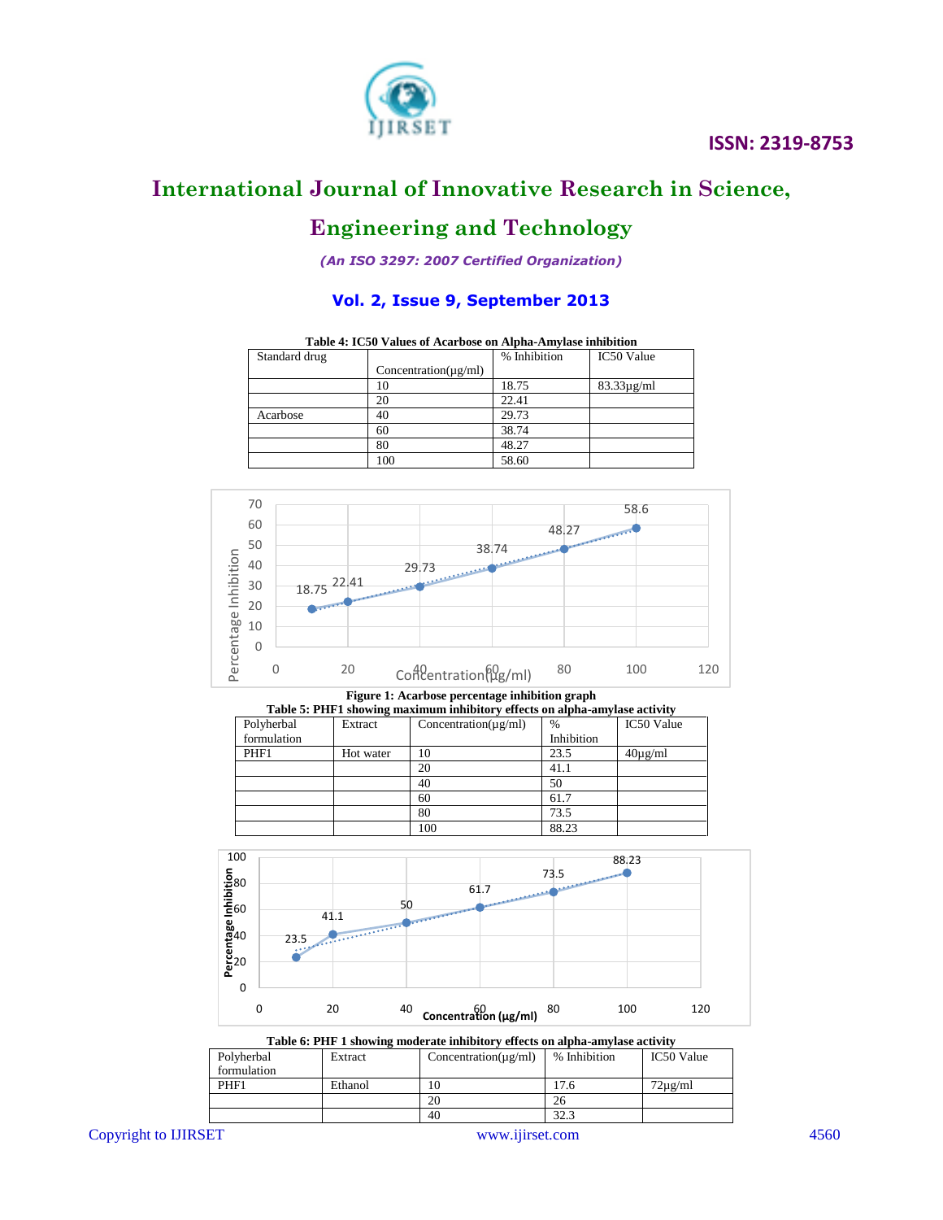**Table 4: IC50 Values of Acarbose on Alpha-Amylase inhibition**

| Standard drug | Concentration(µg/ml) | % Inhibition | IC50 Value |
|---|---|---|---|
| | 10 | 18.75 | 83.33µg/ml |
| | 20 | 22.41 | |
| Acarbose | 40 | 29.73 | |
| | 60 | 38.74 | |
| | 80 | 48.27 | |
| | 100 | 58.60 | |

**Figure 1: Acarbose percentage inhibition graph**

**Table 5: PHF1 showing maximum inhibitory effects on alpha-amylase activity**

| Polyherbal formulation | Extract | Concentration(µg/ml) | % Inhibition | IC50 Value |
|---|---|---|---|---|
| PHF1 | Hot water | 10 | 23.5 | 40µg/ml |
| | | 20 | 41.1 | |
| | | 40 | 50 | |
| | | 60 | 61.7 | |
| | | 80 | 73.5 | |
| | | 100 | 88.23 | |

**Table 6: PHF 1 showing moderate inhibitory effects on alpha-amylase activity**

| Polyherbal formulation | Extract | Concentration(µg/ml) | % Inhibition | IC50 Value |
|---|---|---|---|---|
| PHF1 | Ethanol | 10 | 17.6 | 72µg/ml |
| | | 20 | 26 | |
| | | 40 | 32.3 | |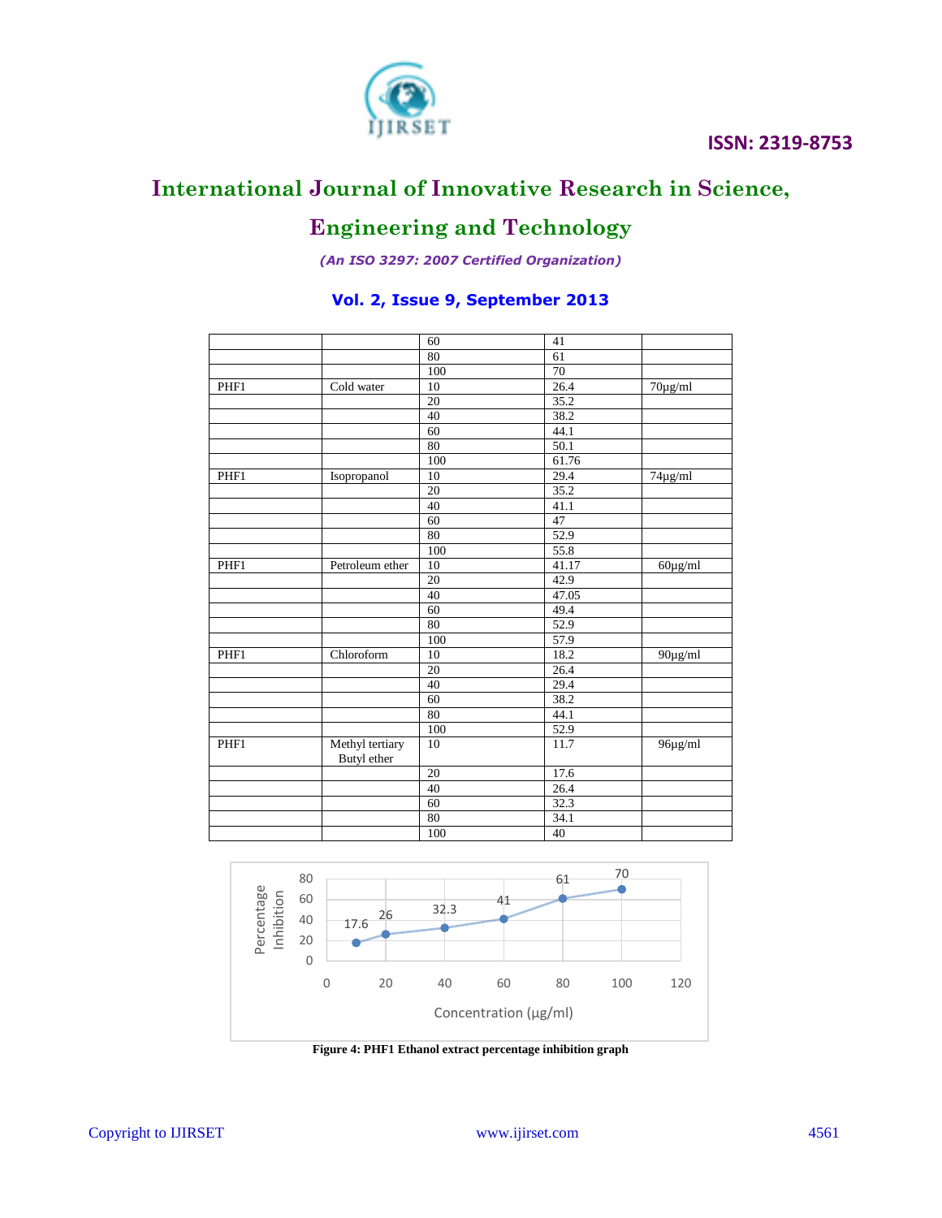|  |  |  |  |  |
|---|---|---|---|---|
|  |  | 60 | 41 |  |
|  |  | 80 | 61 |  |
|  |  | 100 | 70 |  |
| PHF1 | Cold water | 10 | 26.4 | 70µg/ml |
|  |  | 20 | 35.2 |  |
|  |  | 40 | 38.2 |  |
|  |  | 60 | 44.1 |  |
|  |  | 80 | 50.1 |  |
|  |  | 100 | 61.76 |  |
| PHF1 | Isopropanol | 10 | 29.4 | 74µg/ml |
|  |  | 20 | 35.2 |  |
|  |  | 40 | 41.1 |  |
|  |  | 60 | 47 |  |
|  |  | 80 | 52.9 |  |
|  |  | 100 | 55.8 |  |
| PHF1 | Petroleum ether | 10 | 41.17 | 60µg/ml |
|  |  | 20 | 42.9 |  |
|  |  | 40 | 47.05 |  |
|  |  | 60 | 49.4 |  |
|  |  | 80 | 52.9 |  |
|  |  | 100 | 57.9 |  |
| PHF1 | Chloroform | 10 | 18.2 | 90µg/ml |
|  |  | 20 | 26.4 |  |
|  |  | 40 | 29.4 |  |
|  |  | 60 | 38.2 |  |
|  |  | 80 | 44.1 |  |
|  |  | 100 | 52.9 |  |
| PHF1 | Methyl tertiary Butyl ether | 10 | 11.7 | 96µg/ml |
|  |  | 20 | 17.6 |  |
|  |  | 40 | 26.4 |  |
|  |  | 60 | 32.3 |  |
|  |  | 80 | 34.1 |  |
|  |  | 100 | 40 |  |

**Figure 4: PHF1 Ethanol extract percentage inhibition graph**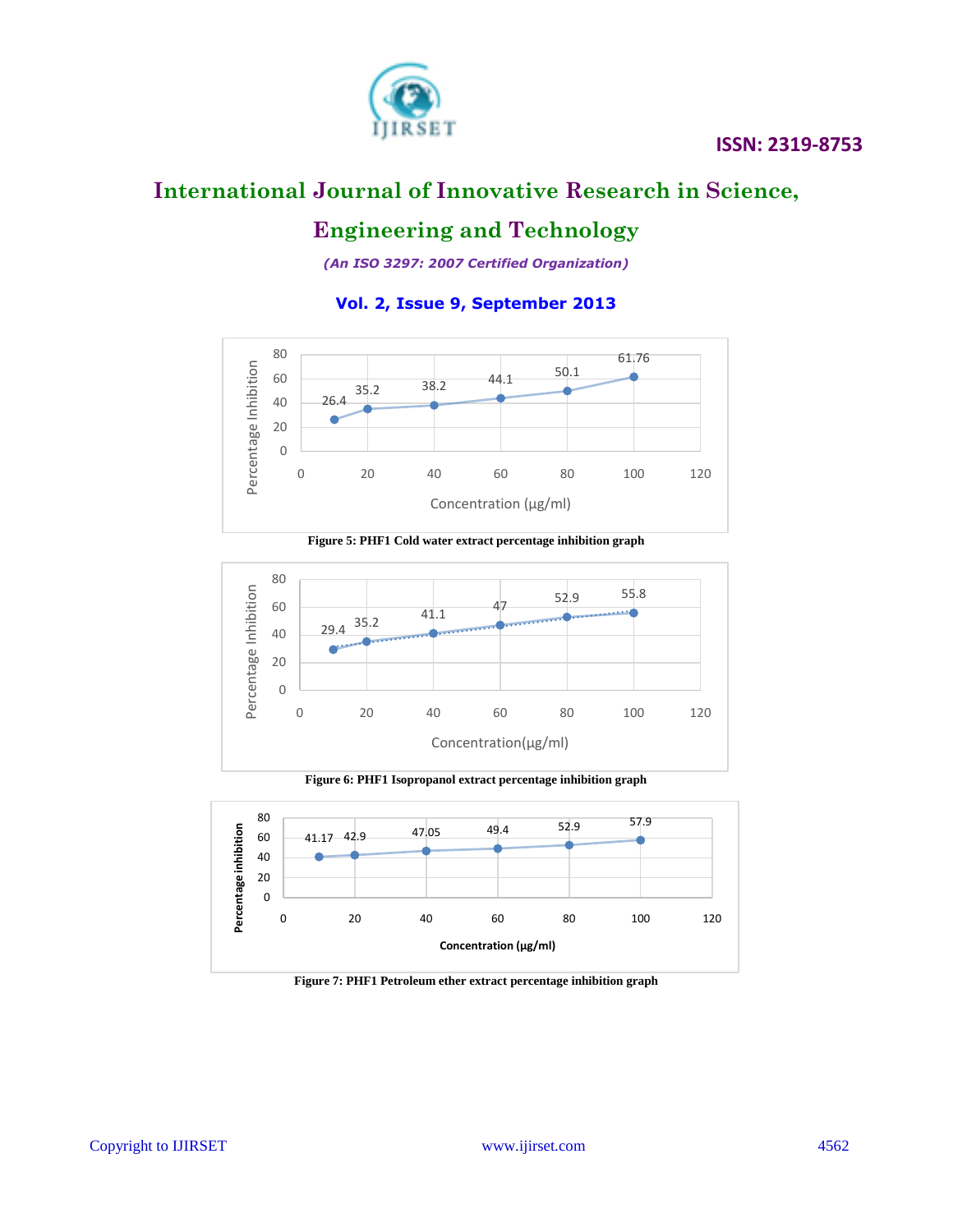Figure 5: PHF1 Cold water extract percentage inhibition graph

Figure 6: PHF1 Isopropanol extract percentage inhibition graph

Figure 7: PHF1 Petroleum ether extract percentage inhibition graph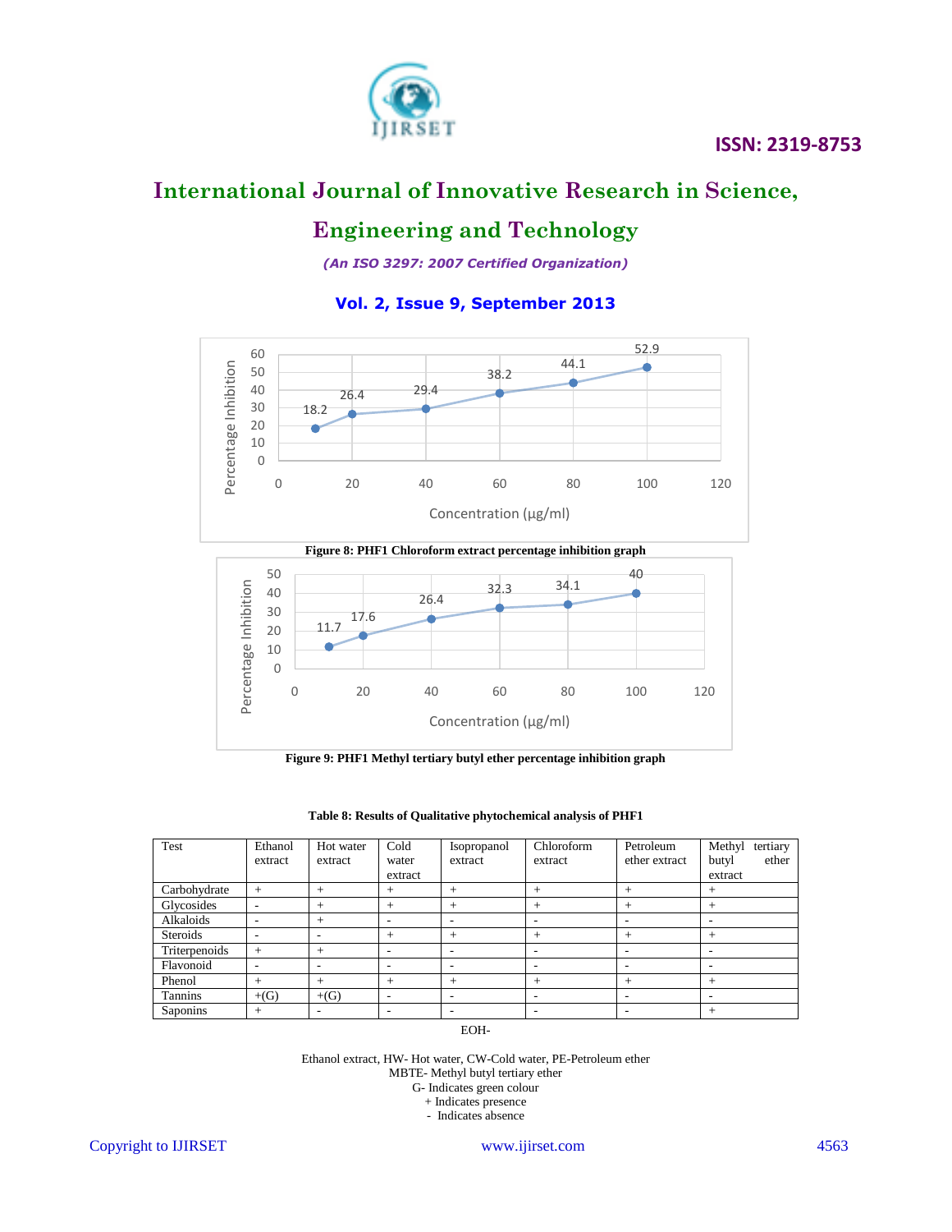Figure 8: PHF1 Chloroform extract percentage inhibition graph

Figure 9: PHF1 Methyl tertiary butyl ether percentage inhibition graph

**Table 8: Results of Qualitative phytochemical analysis of PHF1**

| Test | Ethanol extract | Hot water extract | Cold water extract | Isopropanol extract | Chloroform extract | Petroleum ether extract | Methyl tertiary butyl ether extract |
|---|---|---|---|---|---|---|---|
| Carbohydrate | + | + | + | + | + | + | + |
| Glycosides | - | + | + | + | + | + | + |
| Alkaloids | - | + | - | - | - | - | - |
| Steroids | - | - | + | + | + | + | + |
| Triterpenoids | + | + | - | - | - | - | - |
| Flavonoid | - | - | - | - | - | - | - |
| Phenol | + | + | + | + | + | + | + |
| Tannins | +(G) | +(G) | - | - | - | - | - |
| Saponins | + | - | - | - | - | - | + |

EOH-

Ethanol extract, HW- Hot water, CW-Cold water, PE-Petroleum ether
MBTE- Methyl butyl tertiary ether
G- Indicates green colour
\+ Indicates presence
\- Indicates absence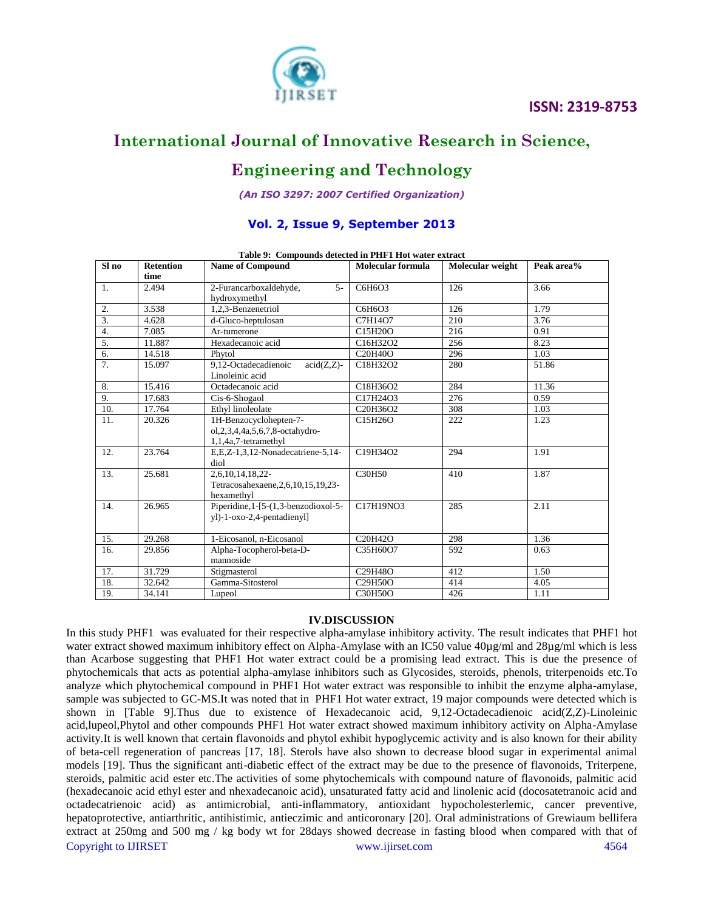**Table 9: Compounds detected in PHF1 Hot water extract**

| Sl no | Retention time | Name of Compound | Molecular formula | Molecular weight | Peak area% |
|---|---|---|---|---|---|
| 1. | 2.494 | 2-Furancarboxaldehyde, 5-hydroxymethyl | $C_6H_6O_3$ | 126 | 3.66 |
| 2. | 3.538 | 1,2,3-Benzenetriol | $C_6H_6O_3$ | 126 | 1.79 |
| 3. | 4.628 | d-Gluco-heptulosan | $C_7H_{14}O_7$ | 210 | 3.76 |
| 4. | 7.085 | Ar-tumerone | $C_{15}H_{20}O$ | 216 | 0.91 |
| 5. | 11.887 | Hexadecanoic acid | $C_{16}H_{32}O_2$ | 256 | 8.23 |
| 6. | 14.518 | Phytol | $C_{20}H_{40}O$ | 296 | 1.03 |
| 7. | 15.097 | 9,12-Octadecadienoic acid(Z,Z)-Linoleinic acid | $C_{18}H_{32}O_2$ | 280 | 51.86 |
| 8. | 15.416 | Octadecanoic acid | $C_{18}H_{36}O_2$ | 284 | 11.36 |
| 9. | 17.683 | Cis-6-Shogaol | $C_{17}H_{24}O_3$ | 276 | 0.59 |
| 10. | 17.764 | Ethyl linoleolate | $C_{20}H_{36}O_2$ | 308 | 1.03 |
| 11. | 20.326 | 1H-Benzocyclohepten-7-ol,2,3,4,4a,5,6,7,8-octahydro-1,1,4a,7-tetramethyl | $C_{15}H_{26}O$ | 222 | 1.23 |
| 12. | 23.764 | E,E,Z-1,3,12-Nonadecatriene-5,14-diol | $C_{19}H_{34}O_2$ | 294 | 1.91 |
| 13. | 25.681 | 2,6,10,14,18,22-Tetracosahexaene,2,6,10,15,19,23-hexamethyl | $C_{30}H_{50}$ | 410 | 1.87 |
| 14. | 26.965 | Piperidine,1-[5-(1,3-benzodioxol-5-yl)-1-oxo-2,4-pentadienyl] | $C_{17}H_{19}NO_3$ | 285 | 2.11 |
| 15. | 29.268 | 1-Eicosanol, n-Eicosanol | $C_{20}H_{42}O$ | 298 | 1.36 |
| 16. | 29.856 | Alpha-Tocopherol-beta-D-mannoside | $C_{35}H_{60}O_7$ | 592 | 0.63 |
| 17. | 31.729 | Stigmasterol | $C_{29}H_{48}O$ | 412 | 1.50 |
| 18. | 32.642 | Gamma-Sitosterol | $C_{29}H_{50}O$ | 414 | 4.05 |
| 19. | 34.141 | Lupeol | $C_{30}H_{50}O$ | 426 | 1.11 |

## IV.DISCUSSION

In this study PHF1 was evaluated for their respective alpha-amylase inhibitory activity. The result indicates that PHF1 hot water extract showed maximum inhibitory effect on Alpha-Amylase with an IC50 value 40µg/ml and 28µg/ml which is less than Acarbose suggesting that PHF1 Hot water extract could be a promising lead extract. This is due the presence of phytochemicals that acts as potential alpha-amylase inhibitors such as Glycosides, steroids, phenols, triterpenoids etc.To analyze which phytochemical compound in PHF1 Hot water extract was responsible to inhibit the enzyme alpha-amylase, sample was subjected to GC-MS.It was noted that in PHF1 Hot water extract, 19 major compounds were detected which is shown in [Table 9].Thus due to existence of Hexadecanoic acid, 9,12-Octadecadienoic acid(Z,Z)-Linoleinic acid,lupeol,Phytol and other compounds PHF1 Hot water extract showed maximum inhibitory activity on Alpha-Amylase activity.It is well known that certain flavonoids and phytol exhibit hypoglycemic activity and is also known for their ability of beta-cell regeneration of pancreas [17, 18]. Sterols have also shown to decrease blood sugar in experimental animal models [19]. Thus the significant anti-diabetic effect of the extract may be due to the presence of flavonoids, Triterpene, steroids, palmitic acid ester etc.The activities of some phytochemicals with compound nature of flavonoids, palmitic acid (hexadecanoic acid ethyl ester and nhexadecanoic acid), unsaturated fatty acid and linolenic acid (docosatetranoic acid and octadecatrienoic acid) as antimicrobial, anti-inflammatory, antioxidant hypocholesterlemic, cancer preventive, hepatoprotective, antiarthritic, antihistimic, antieczimic and anticoronary [20]. Oral administrations of Grewiaum bellifera extract at 250mg and 500 mg / kg body wt for 28days showed decrease in fasting blood when compared with that of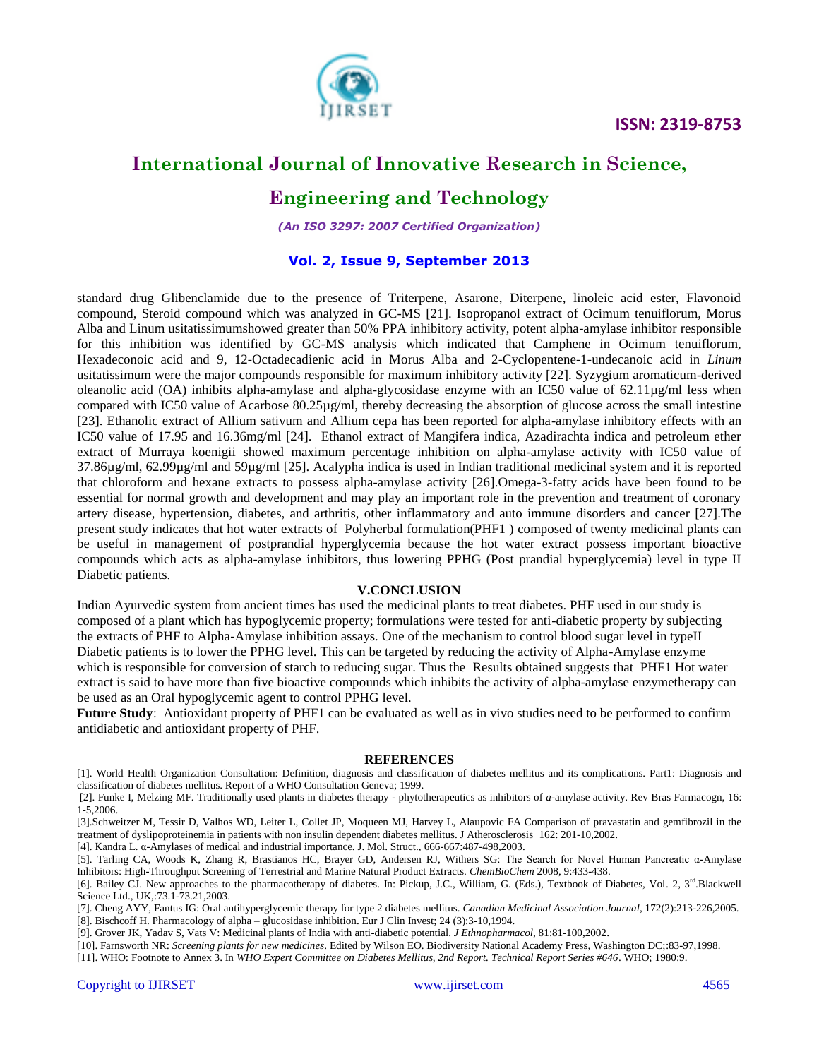standard drug Glibenclamide due to the presence of Triterpene, Asarone, Diterpene, linoleic acid ester, Flavonoid compound, Steroid compound which was analyzed in GC-MS [21]. Isopropanol extract of Ocimum tenuiflorum, Morus Alba and Linum usitatissimumshowed greater than 50% PPA inhibitory activity, potent alpha-amylase inhibitor responsible for this inhibition was identified by GC-MS analysis which indicated that Camphene in Ocimum tenuiflorum, Hexadeconoic acid and 9, 12-Octadecadienic acid in Morus Alba and 2-Cyclopentene-1-undecanoic acid in *Linum* usitatissimum were the major compounds responsible for maximum inhibitory activity [22]. Syzygium aromaticum-derived oleanolic acid (OA) inhibits alpha-amylase and alpha-glycosidase enzyme with an IC50 value of 62.11µg/ml less when compared with IC50 value of Acarbose 80.25µg/ml, thereby decreasing the absorption of glucose across the small intestine [23]. Ethanolic extract of Allium sativum and Allium cepa has been reported for alpha-amylase inhibitory effects with an IC50 value of 17.95 and 16.36mg/ml [24]. Ethanol extract of Mangifera indica, Azadirachta indica and petroleum ether extract of Murraya koenigii showed maximum percentage inhibition on alpha-amylase activity with IC50 value of 37.86µg/ml, 62.99µg/ml and 59µg/ml [25]. Acalypha indica is used in Indian traditional medicinal system and it is reported that chloroform and hexane extracts to possess alpha-amylase activity [26].Omega-3-fatty acids have been found to be essential for normal growth and development and may play an important role in the prevention and treatment of coronary artery disease, hypertension, diabetes, and arthritis, other inflammatory and auto immune disorders and cancer [27].The present study indicates that hot water extracts of Polyherbal formulation(PHF1 ) composed of twenty medicinal plants can be useful in management of postprandial hyperglycemia because the hot water extract possess important bioactive compounds which acts as alpha-amylase inhibitors, thus lowering PPHG (Post prandial hyperglycemia) level in type II Diabetic patients.

## V.CONCLUSION

Indian Ayurvedic system from ancient times has used the medicinal plants to treat diabetes. PHF used in our study is composed of a plant which has hypoglycemic property; formulations were tested for anti-diabetic property by subjecting the extracts of PHF to Alpha-Amylase inhibition assays. One of the mechanism to control blood sugar level in typeII Diabetic patients is to lower the PPHG level. This can be targeted by reducing the activity of Alpha-Amylase enzyme which is responsible for conversion of starch to reducing sugar. Thus the Results obtained suggests that PHF1 Hot water extract is said to have more than five bioactive compounds which inhibits the activity of alpha-amylase enzymetherapy can be used as an Oral hypoglycemic agent to control PPHG level.

**Future Study**: Antioxidant property of PHF1 can be evaluated as well as in vivo studies need to be performed to confirm antidiabetic and antioxidant property of PHF.

## REFERENCES

[1]. World Health Organization Consultation: Definition, diagnosis and classification of diabetes mellitus and its complications. Part1: Diagnosis and classification of diabetes mellitus. Report of a WHO Consultation Geneva; 1999.

[2]. Funke I, Melzing MF. Traditionally used plants in diabetes therapy - phytotherapeutics as inhibitors of *a*-amylase activity. Rev Bras Farmacogn, 16: 1-5,2006.

[3].Schweitzer M, Tessir D, Valhos WD, Leiter L, Collet JP, Moqueen MJ, Harvey L, Alaupovic FA Comparison of pravastatin and gemfibrozil in the treatment of dyslipoproteinemia in patients with non insulin dependent diabetes mellitus. J Atherosclerosis 162: 201-10,2002.

[4]. Kandra L. α-Amylases of medical and industrial importance. J. Mol. Struct., 666-667:487-498,2003.

[5]. Tarling CA, Woods K, Zhang R, Brastianos HC, Brayer GD, Andersen RJ, Withers SG: The Search for Novel Human Pancreatic α-Amylase Inhibitors: High-Throughput Screening of Terrestrial and Marine Natural Product Extracts. *ChemBioChem* 2008, 9:433-438.

[6]. Bailey CJ. New approaches to the pharmacotherapy of diabetes. In: Pickup, J.C., William, G. (Eds.), Textbook of Diabetes, Vol. 2, 3rd.Blackwell Science Ltd., UK,:73.1-73.21,2003.

[7]. Cheng AYY, Fantus IG: Oral antihyperglycemic therapy for type 2 diabetes mellitus. *Canadian Medicinal Association Journal*, 172(2):213-226,2005.

[8]. Bischcoff H. Pharmacology of alpha – glucosidase inhibition. Eur J Clin Invest; 24 (3):3-10,1994.

[9]. Grover JK, Yadav S, Vats V: Medicinal plants of India with anti-diabetic potential. *J Ethnopharmacol*, 81:81-100,2002.

[10]. Farnsworth NR: *Screening plants for new medicines*. Edited by Wilson EO. Biodiversity National Academy Press, Washington DC;:83-97,1998.

[11]. WHO: Footnote to Annex 3. In *WHO Expert Committee on Diabetes Mellitus, 2nd Report. Technical Report Series #646*. WHO; 1980:9.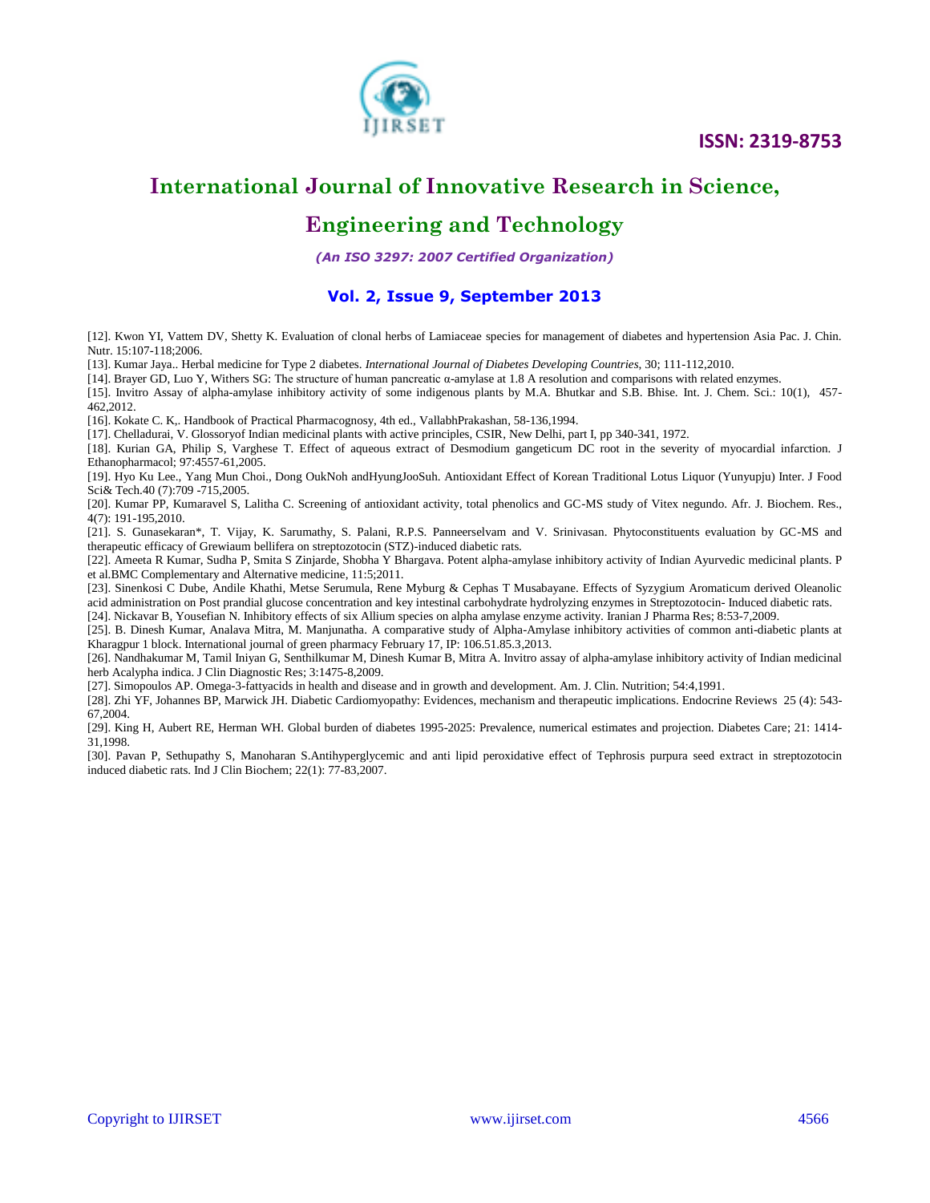[12]. Kwon YI, Vattem DV, Shetty K. Evaluation of clonal herbs of Lamiaceae species for management of diabetes and hypertension Asia Pac. J. Chin. Nutr. 15:107-118;2006.

[13]. Kumar Jaya.. Herbal medicine for Type 2 diabetes. *International Journal of Diabetes Developing Countries*, 30; 111-112,2010.

[14]. Brayer GD, Luo Y, Withers SG: The structure of human pancreatic α-amylase at 1.8 A resolution and comparisons with related enzymes.

[15]. Invitro Assay of alpha-amylase inhibitory activity of some indigenous plants by M.A. Bhutkar and S.B. Bhise. Int. J. Chem. Sci.: 10(1), 457-462,2012.

[16]. Kokate C. K,. Handbook of Practical Pharmacognosy, 4th ed., VallabhPrakashan, 58-136,1994.

[17]. Chelladurai, V. Glossoryof Indian medicinal plants with active principles, CSIR, New Delhi, part I, pp 340-341, 1972.

[18]. Kurian GA, Philip S, Varghese T. Effect of aqueous extract of Desmodium gangeticum DC root in the severity of myocardial infarction. J Ethanopharmacol; 97:4557-61,2005.

[19]. Hyo Ku Lee., Yang Mun Choi., Dong OukNoh andHyungJooSuh. Antioxidant Effect of Korean Traditional Lotus Liquor (Yunyupju) Inter. J Food Sci& Tech.40 (7):709 -715,2005.

[20]. Kumar PP, Kumaravel S, Lalitha C. Screening of antioxidant activity, total phenolics and GC-MS study of Vitex negundo. Afr. J. Biochem. Res., 4(7): 191-195,2010.

[21]. S. Gunasekaran*, T. Vijay, K. Sarumathy, S. Palani, R.P.S. Panneerselvam and V. Srinivasan. Phytoconstituents evaluation by GC-MS and therapeutic efficacy of Grewiaum bellifera on streptozotocin (STZ)-induced diabetic rats.

[22]. Ameeta R Kumar, Sudha P, Smita S Zinjarde, Shobha Y Bhargava. Potent alpha-amylase inhibitory activity of Indian Ayurvedic medicinal plants. P et al.BMC Complementary and Alternative medicine, 11:5;2011.

[23]. Sinenkosi C Dube, Andile Khathi, Metse Serumula, Rene Myburg & Cephas T Musabayane. Effects of Syzygium Aromaticum derived Oleanolic acid administration on Post prandial glucose concentration and key intestinal carbohydrate hydrolyzing enzymes in Streptozotocin- Induced diabetic rats.

[24]. Nickavar B, Yousefian N. Inhibitory effects of six Allium species on alpha amylase enzyme activity. Iranian J Pharma Res; 8:53-7,2009.

[25]. B. Dinesh Kumar, Analava Mitra, M. Manjunatha. A comparative study of Alpha-Amylase inhibitory activities of common anti-diabetic plants at Kharagpur 1 block. International journal of green pharmacy February 17, IP: 106.51.85.3,2013.

[26]. Nandhakumar M, Tamil Iniyan G, Senthilkumar M, Dinesh Kumar B, Mitra A. Invitro assay of alpha-amylase inhibitory activity of Indian medicinal herb Acalypha indica. J Clin Diagnostic Res; 3:1475-8,2009.

[27]. Simopoulos AP. Omega-3-fattyacids in health and disease and in growth and development. Am. J. Clin. Nutrition; 54:4,1991.

[28]. Zhi YF, Johannes BP, Marwick JH. Diabetic Cardiomyopathy: Evidences, mechanism and therapeutic implications. Endocrine Reviews 25 (4): 543-67,2004.

[29]. King H, Aubert RE, Herman WH. Global burden of diabetes 1995-2025: Prevalence, numerical estimates and projection. Diabetes Care; 21: 1414-31,1998.

[30]. Pavan P, Sethupathy S, Manoharan S.Antihyperglycemic and anti lipid peroxidative effect of Tephrosis purpura seed extract in streptozotocin induced diabetic rats. Ind J Clin Biochem; 22(1): 77-83,2007.